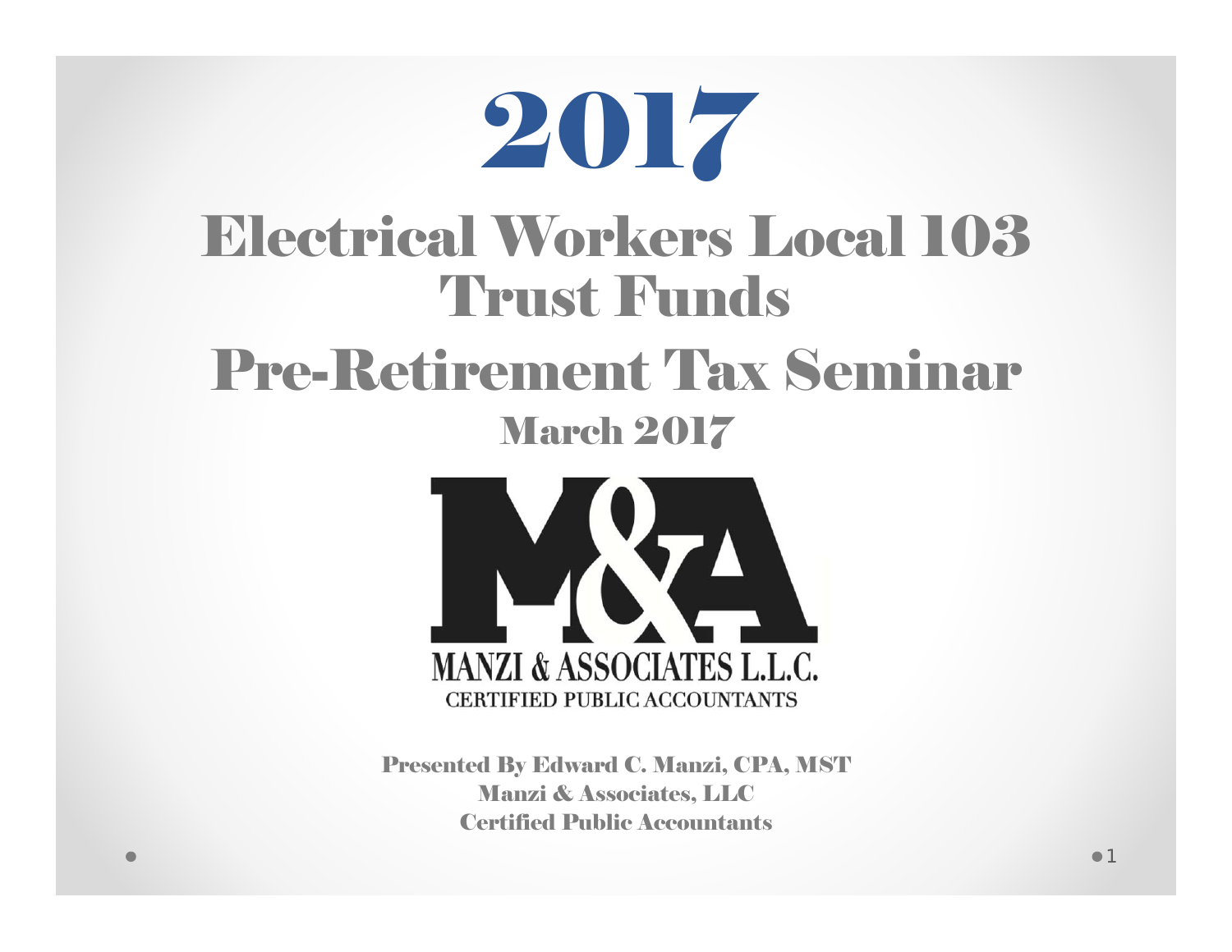# 2017

# Electrical Workers Local 103 Trust Funds

# Pre-Retirement Tax Seminar

## March 2017

MANZI & ASSOCIATES L.L.C.
CERTIFIED PUBLIC ACCOUNTANTS

**Presented By Edward C. Manzi, CPA, MST**
**Manzi & Associates, LLC**
**Certified Public Accountants**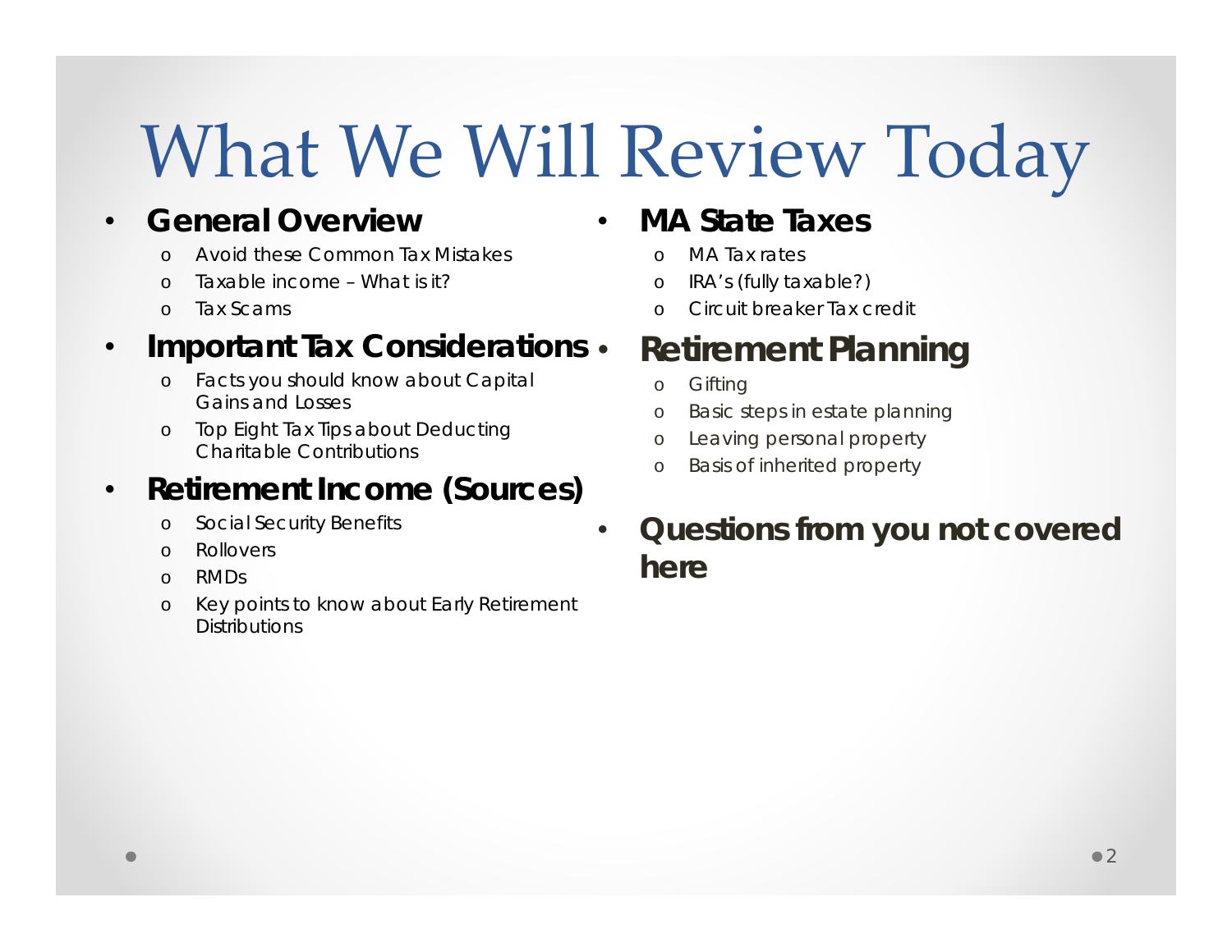# What We Will Review Today

- **General Overview**
  - Avoid these Common Tax Mistakes
  - Taxable income – What is it?
  - Tax Scams
- **Important Tax Considerations**
  - Facts you should know about Capital Gains and Losses
  - Top Eight Tax Tips about Deducting Charitable Contributions
- **Retirement Income (Sources)**
  - Social Security Benefits
  - Rollovers
  - RMDs
  - Key points to know about Early Retirement Distributions
- **MA State Taxes**
  - MA Tax rates
  - IRA's (fully taxable?)
  - Circuit breaker Tax credit
- **Retirement Planning**
  - Gifting
  - Basic steps in estate planning
  - Leaving personal property
  - Basis of inherited property
- **Questions from you not covered here**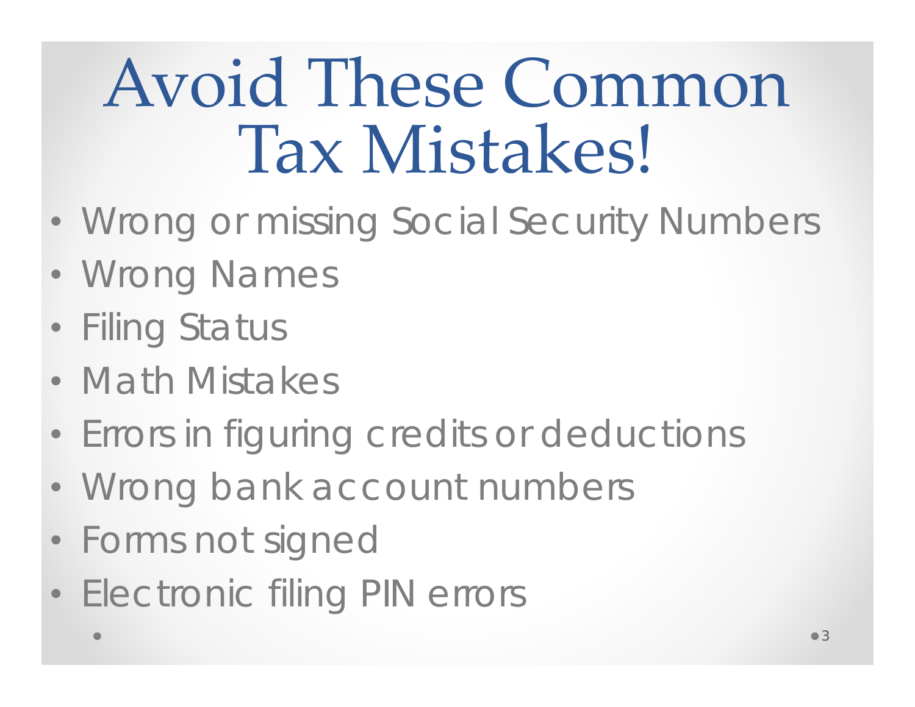# Avoid These Common Tax Mistakes!

- Wrong or missing Social Security Numbers
- Wrong Names
- Filing Status
- Math Mistakes
- Errors in figuring credits or deductions
- Wrong bank account numbers
- Forms not signed
- Electronic filing PIN errors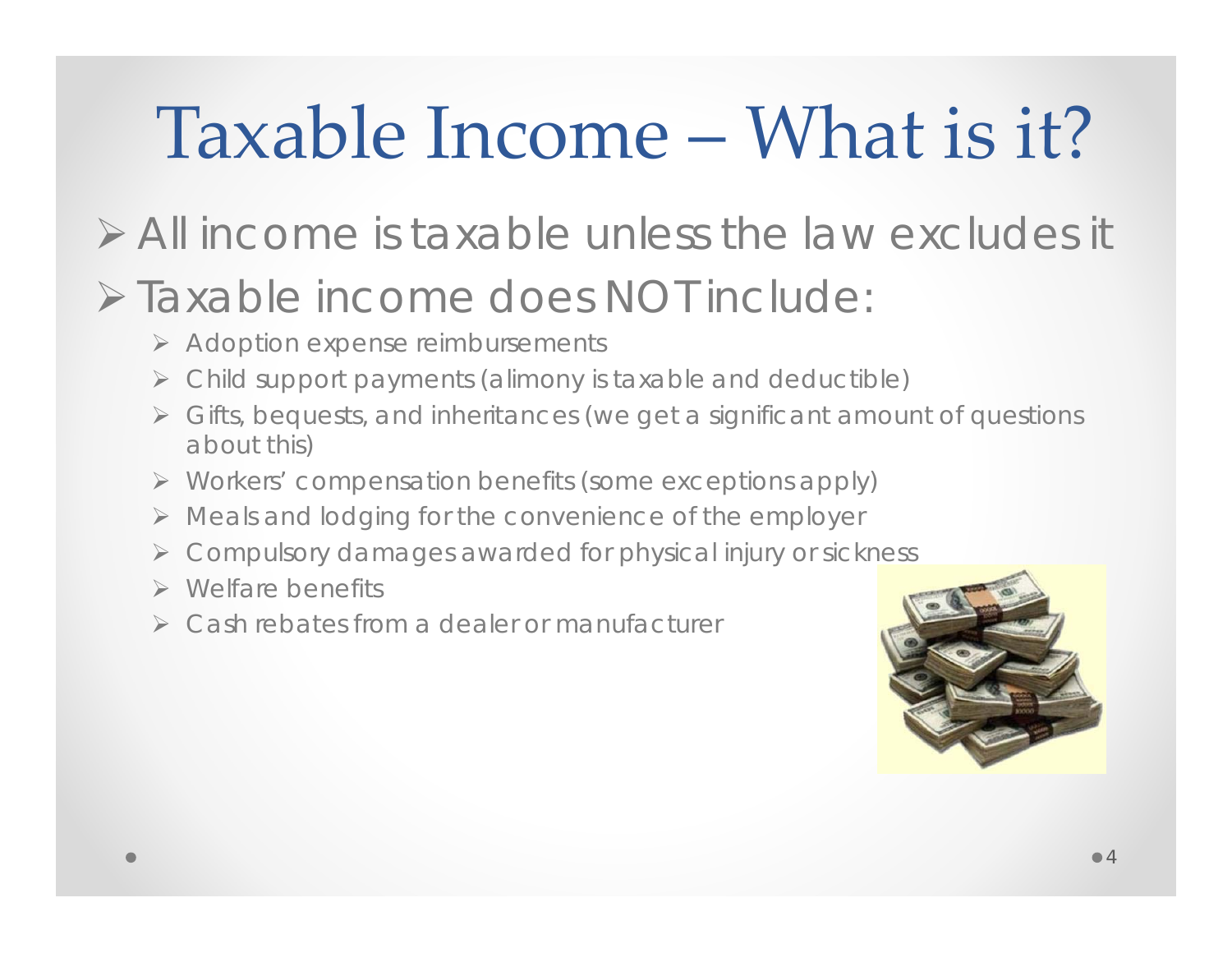# Taxable Income – What is it?

- All income is taxable unless the law excludes it
- Taxable income does NOT include:
  - Adoption expense reimbursements
  - Child support payments (alimony is taxable and deductible)
  - Gifts, bequests, and inheritances (we get a significant amount of questions about this)
  - Workers' compensation benefits (some exceptions apply)
  - Meals and lodging for the convenience of the employer
  - Compulsory damages awarded for physical injury or sickness
  - Welfare benefits
  - Cash rebates from a dealer or manufacturer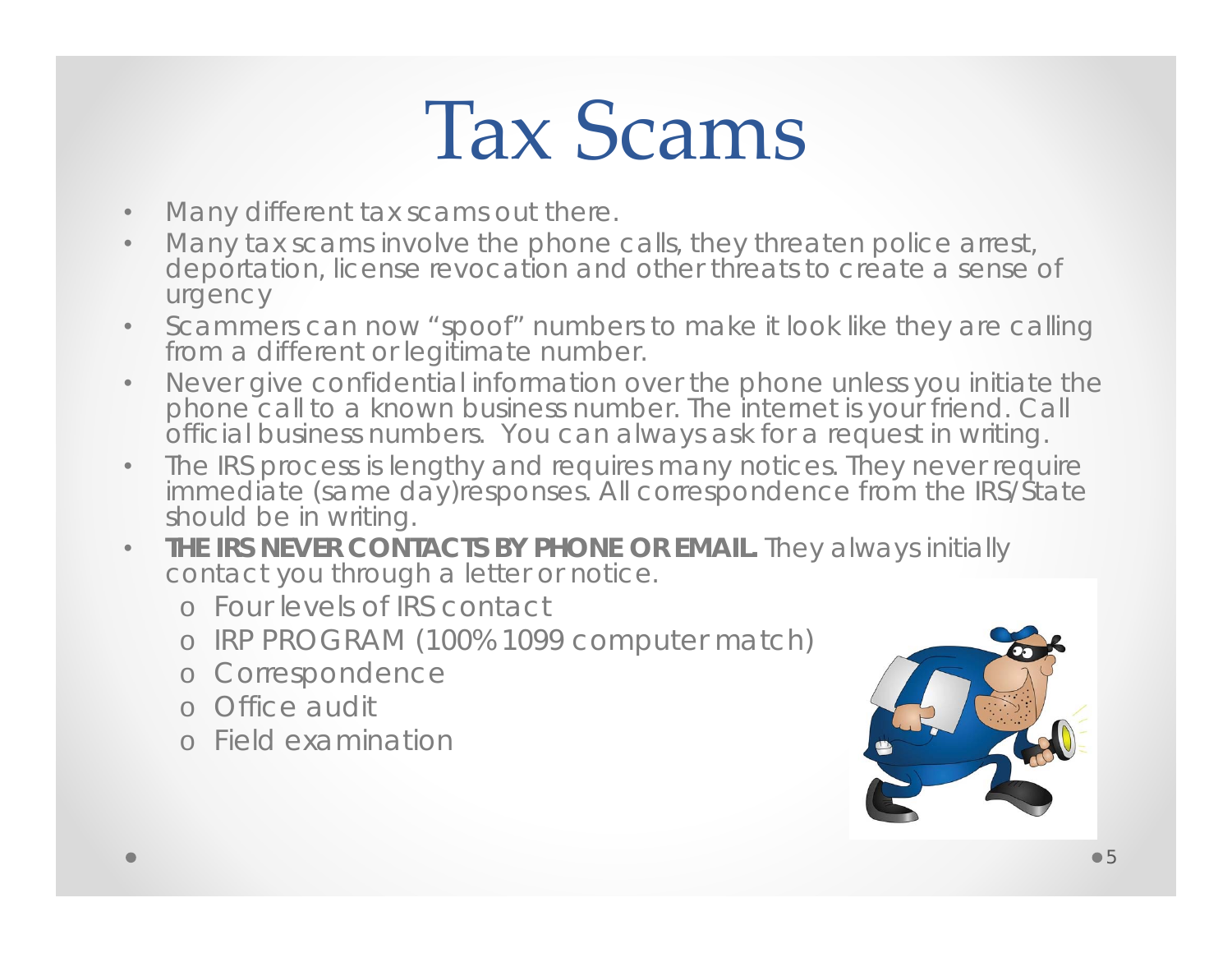# Tax Scams

- Many different tax scams out there.
- Many tax scams involve the phone calls, they threaten police arrest, deportation, license revocation and other threats to create a sense of urgency
- Scammers can now "spoof" numbers to make it look like they are calling from a different or legitimate number.
- Never give confidential information over the phone unless you initiate the phone call to a known business number. The internet is your friend. Call official business numbers. You can always ask for a request in writing.
- The IRS process is lengthy and requires many notices. They never require immediate (same day)responses. All correspondence from the IRS/State should be in writing.
- **THE IRS NEVER CONTACTS BY PHONE OR EMAIL.** They always initially contact you through a letter or notice.
  - Four levels of IRS contact
  - IRP PROGRAM (100% 1099 computer match)
  - Correspondence
  - Office audit
  - Field examination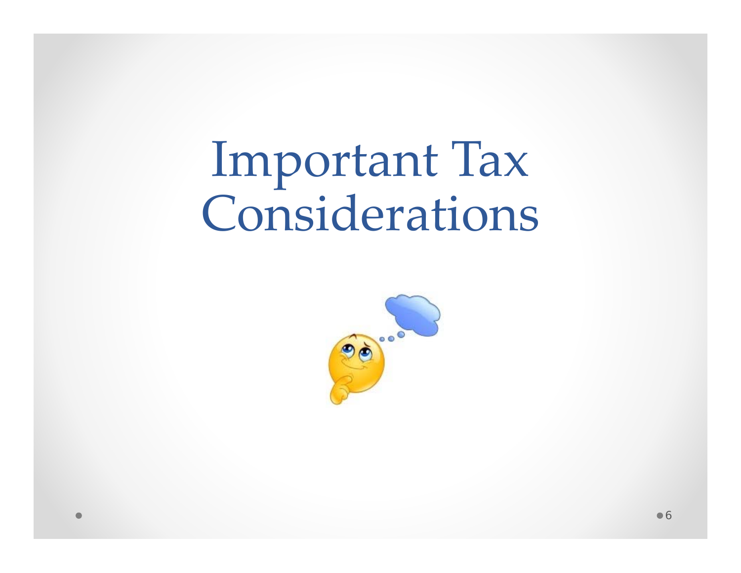# Important Tax Considerations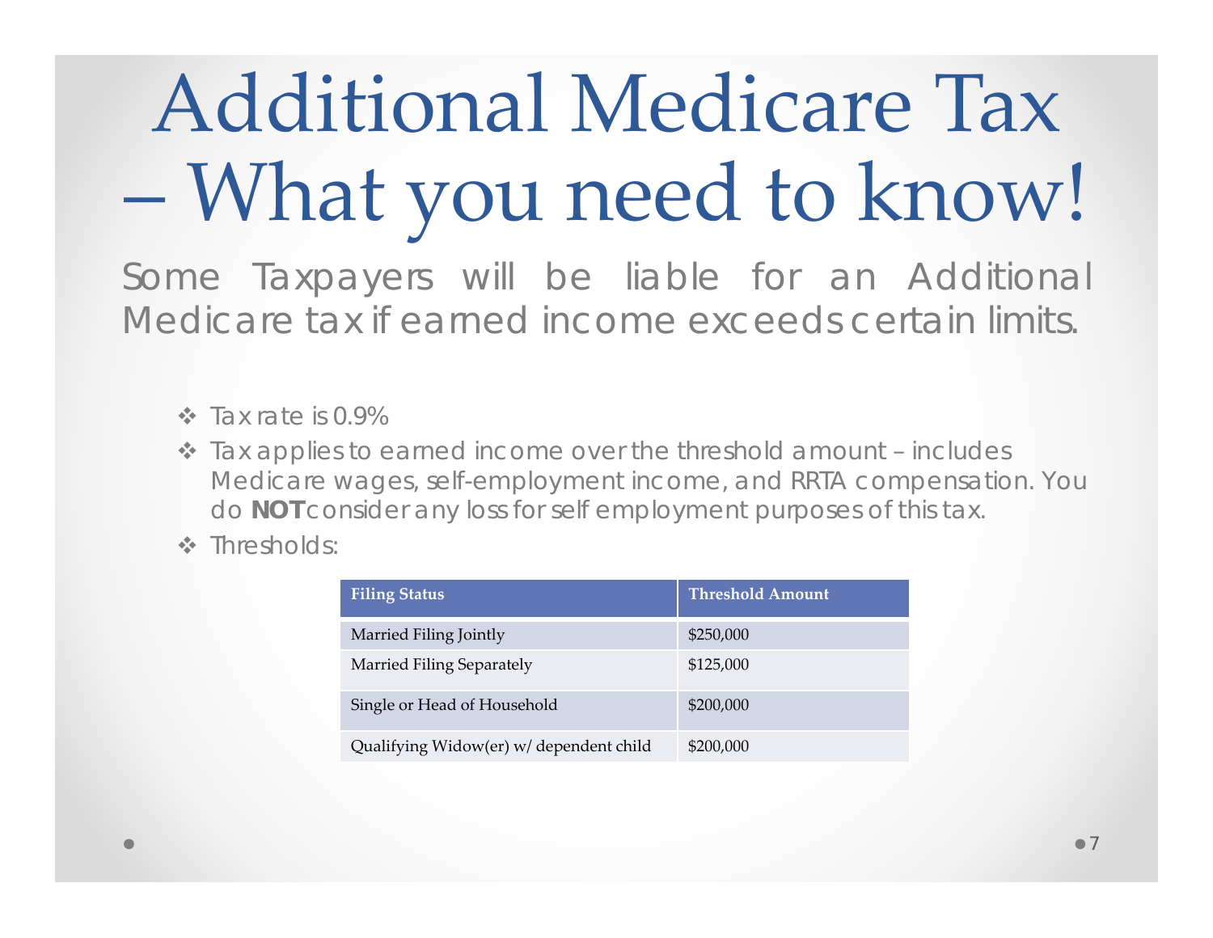# Additional Medicare Tax – What you need to know!

Some Taxpayers will be liable for an Additional Medicare tax if earned income exceeds certain limits.

- Tax rate is 0.9%
- Tax applies to earned income over the threshold amount – includes Medicare wages, self-employment income, and RRTA compensation. You do **NOT** consider any loss for self employment purposes of this tax.
- Thresholds:

| Filing Status | Threshold Amount |
| --- | --- |
| Married Filing Jointly | $250,000 |
| Married Filing Separately | $125,000 |
| Single or Head of Household | $200,000 |
| Qualifying Widow(er) w/ dependent child | $200,000 |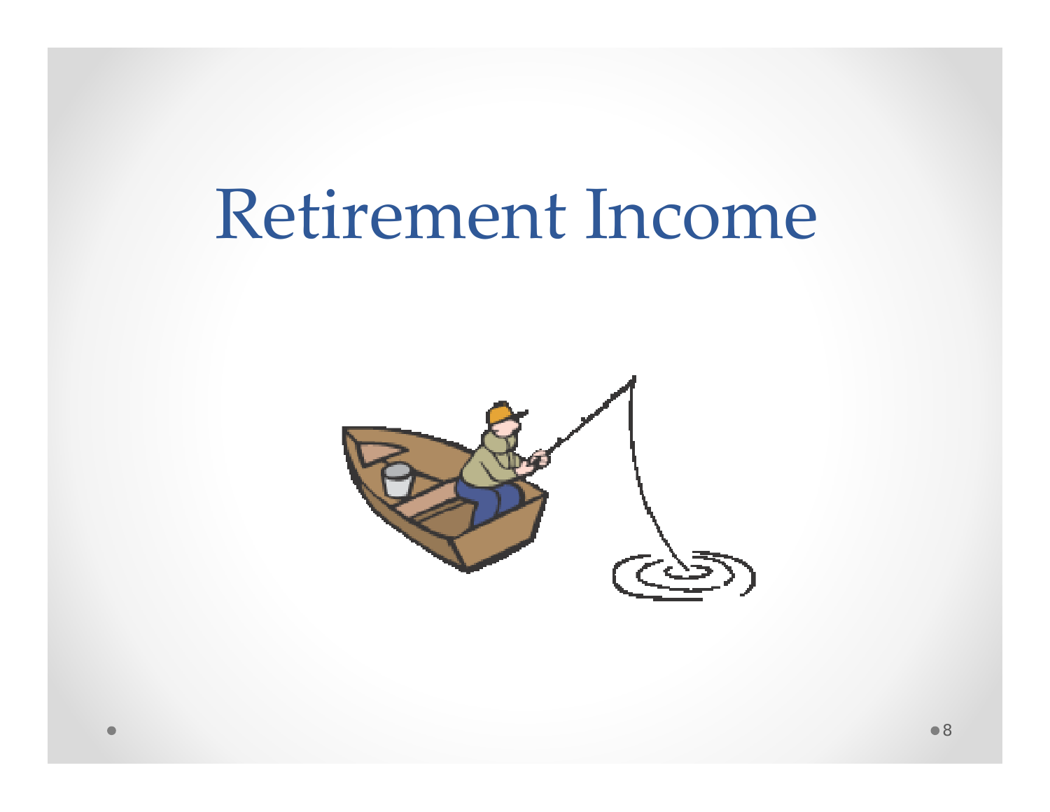# Retirement Income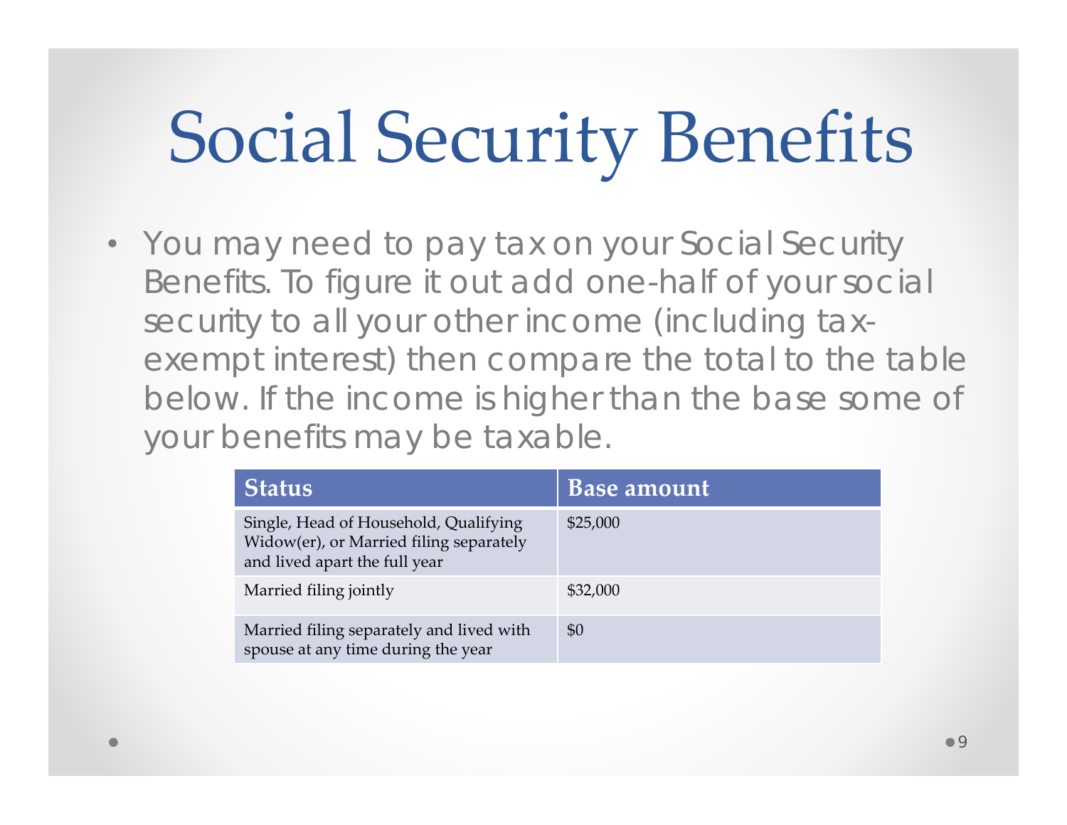# Social Security Benefits

- You may need to pay tax on your Social Security Benefits. To figure it out add one-half of your social security to all your other income (including tax-exempt interest) then compare the total to the table below. If the income is higher than the base some of your benefits may be taxable.

| Status | Base amount |
|---|---|
| Single, Head of Household, Qualifying Widow(er), or Married filing separately and lived apart the full year | $25,000 |
| Married filing jointly | $32,000 |
| Married filing separately and lived with spouse at any time during the year | $0 |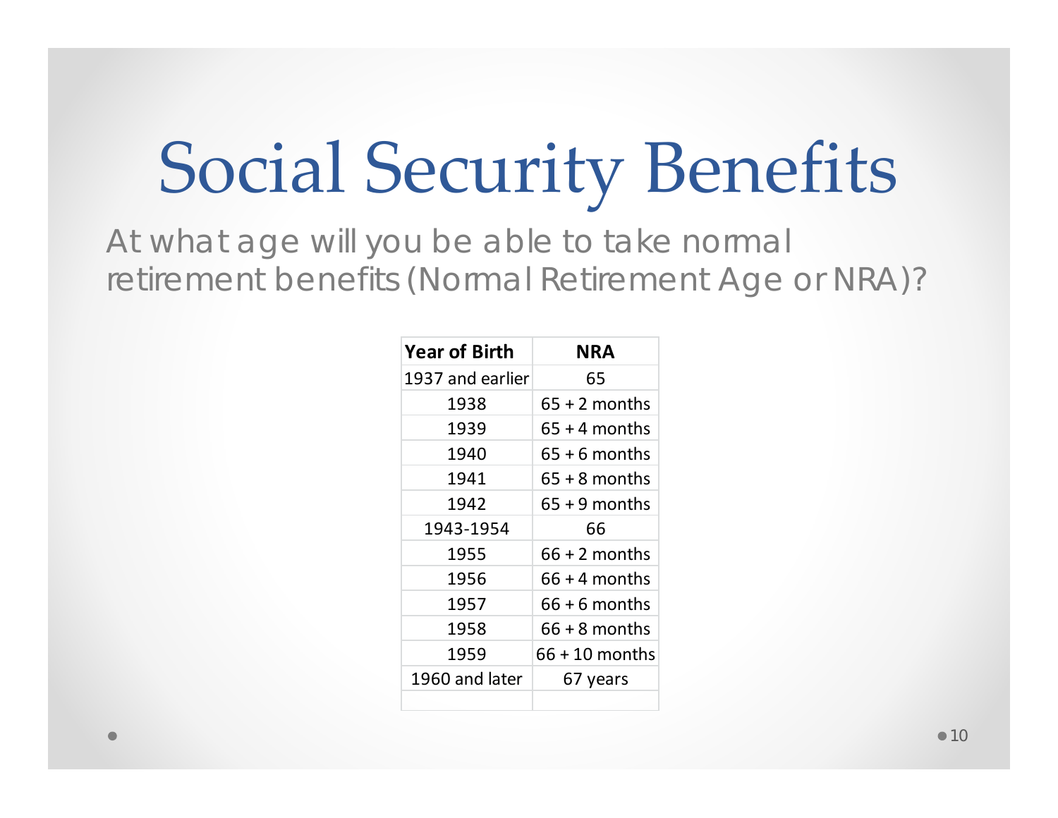# Social Security Benefits

At what age will you be able to take normal retirement benefits (Normal Retirement Age or NRA)?

| Year of Birth | NRA |
|---|---|
| 1937 and earlier | 65 |
| 1938 | 65 + 2 months |
| 1939 | 65 + 4 months |
| 1940 | 65 + 6 months |
| 1941 | 65 + 8 months |
| 1942 | 65 + 9 months |
| 1943-1954 | 66 |
| 1955 | 66 + 2 months |
| 1956 | 66 + 4 months |
| 1957 | 66 + 6 months |
| 1958 | 66 + 8 months |
| 1959 | 66 + 10 months |
| 1960 and later | 67 years |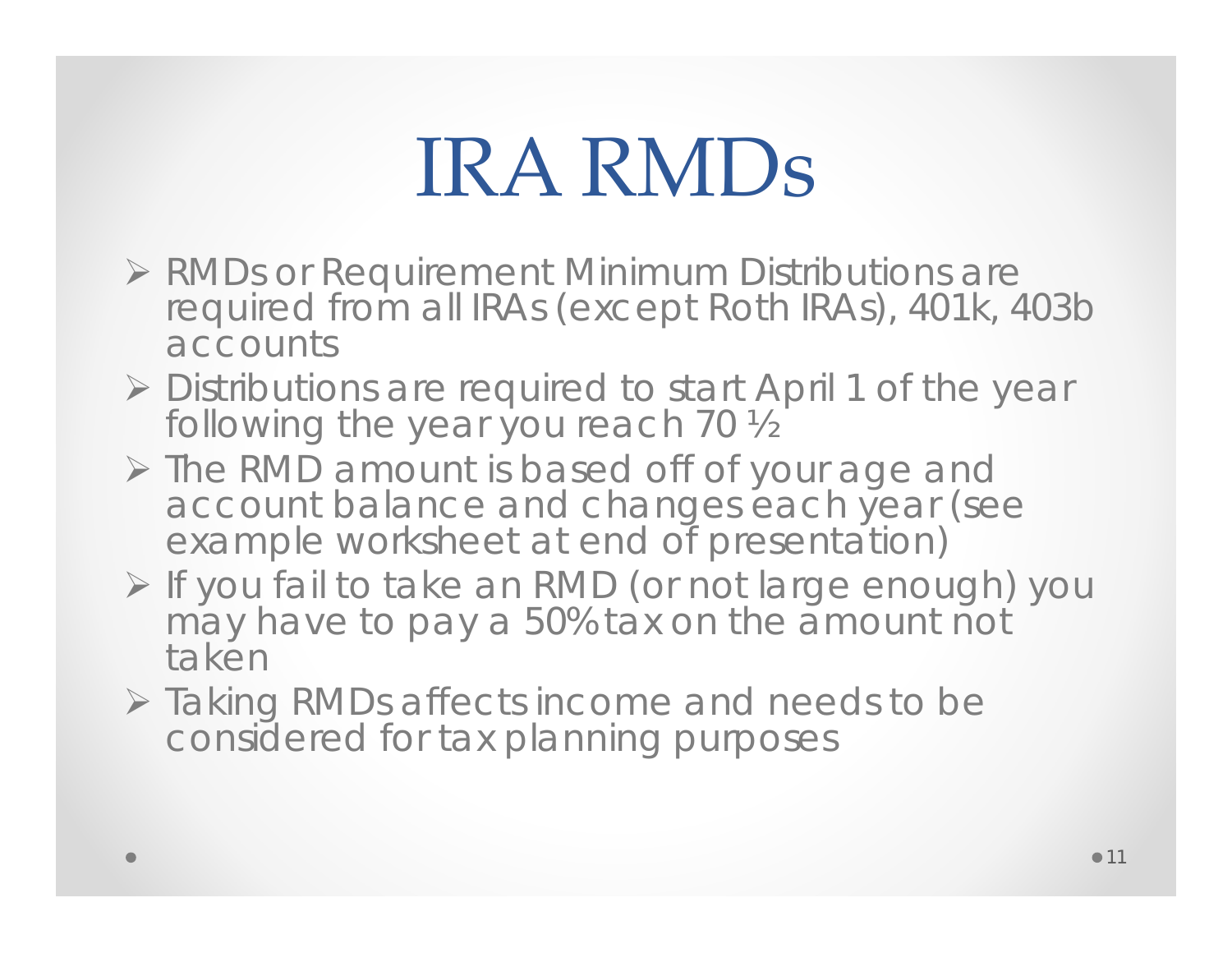# IRA RMDs

- RMDs or Requirement Minimum Distributions are required from all IRAs (except Roth IRAs), 401k, 403b accounts
- Distributions are required to start April 1 of the year following the year you reach 70 ½
- The RMD amount is based off of your age and account balance and changes each year (see example worksheet at end of presentation)
- If you fail to take an RMD (or not large enough) you may have to pay a 50% tax on the amount not taken
- Taking RMDs affects income and needs to be considered for tax planning purposes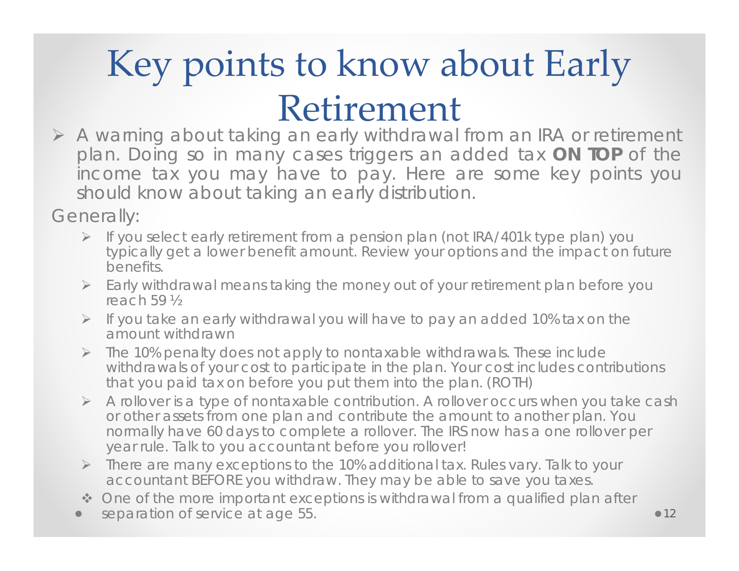# Key points to know about Early Retirement

- A warning about taking an early withdrawal from an IRA or retirement plan. Doing so in many cases triggers an added tax **ON TOP** of the income tax you may have to pay. Here are some key points you should know about taking an early distribution.

Generally:

- If you select early retirement from a pension plan (not IRA/401k type plan) you typically get a lower benefit amount. Review your options and the impact on future benefits.
- Early withdrawal means taking the money out of your retirement plan before you reach 59 ½
- If you take an early withdrawal you will have to pay an added 10% tax on the amount withdrawn
- The 10% penalty does not apply to nontaxable withdrawals. These include withdrawals of your cost to participate in the plan. Your cost includes contributions that you paid tax on before you put them into the plan. (ROTH)
- A rollover is a type of nontaxable contribution. A rollover occurs when you take cash or other assets from one plan and contribute the amount to another plan. You normally have 60 days to complete a rollover. The IRS now has a one rollover per year rule. Talk to you accountant before you rollover!
- There are many exceptions to the 10% additional tax. Rules vary. Talk to your accountant BEFORE you withdraw. They may be able to save you taxes.
- One of the more important exceptions is withdrawal from a qualified plan after separation of service at age 55.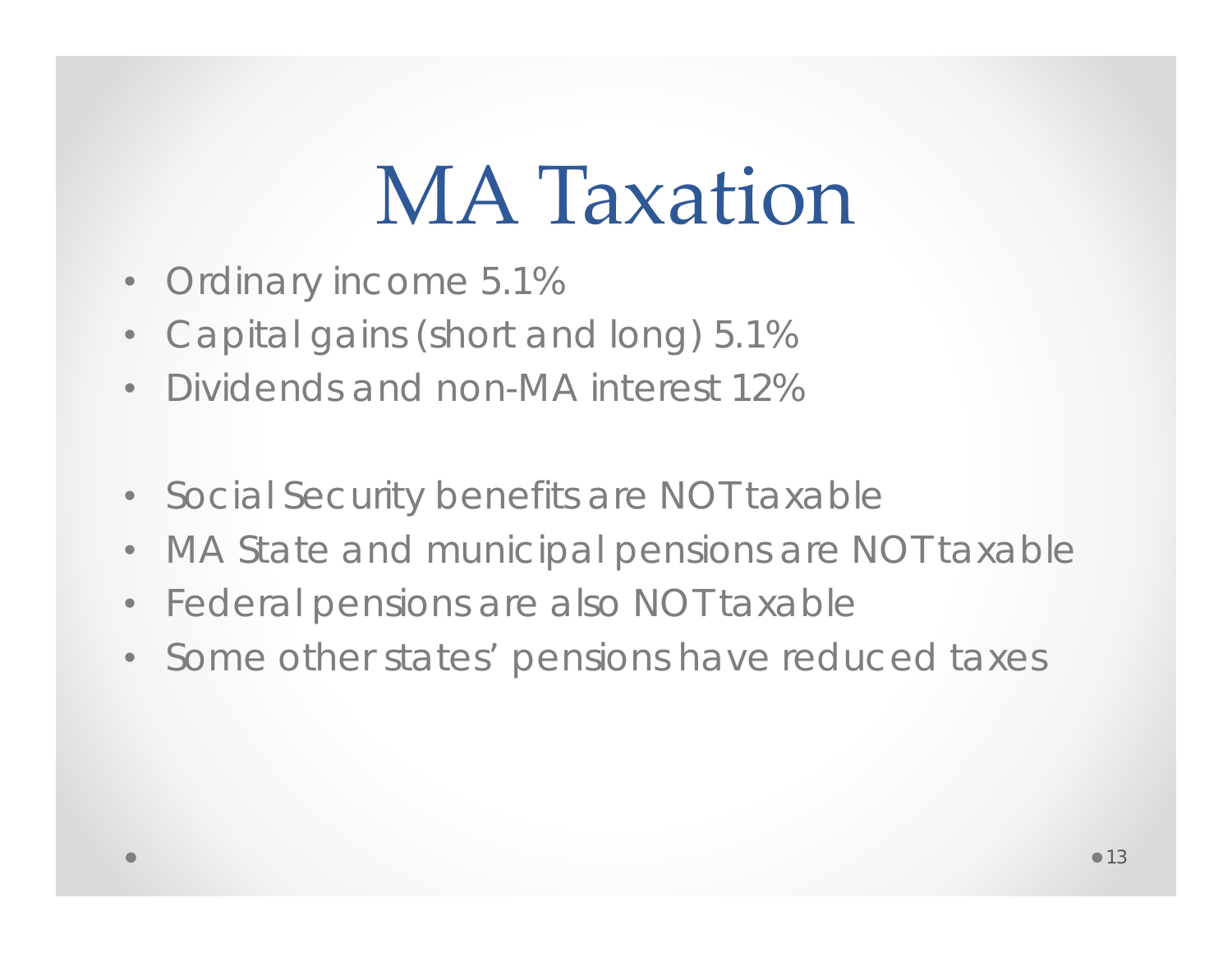# MA Taxation

- Ordinary income 5.1%
- Capital gains (short and long) 5.1%
- Dividends and non-MA interest 12%

- Social Security benefits are NOT taxable
- MA State and municipal pensions are NOT taxable
- Federal pensions are also NOT taxable
- Some other states' pensions have reduced taxes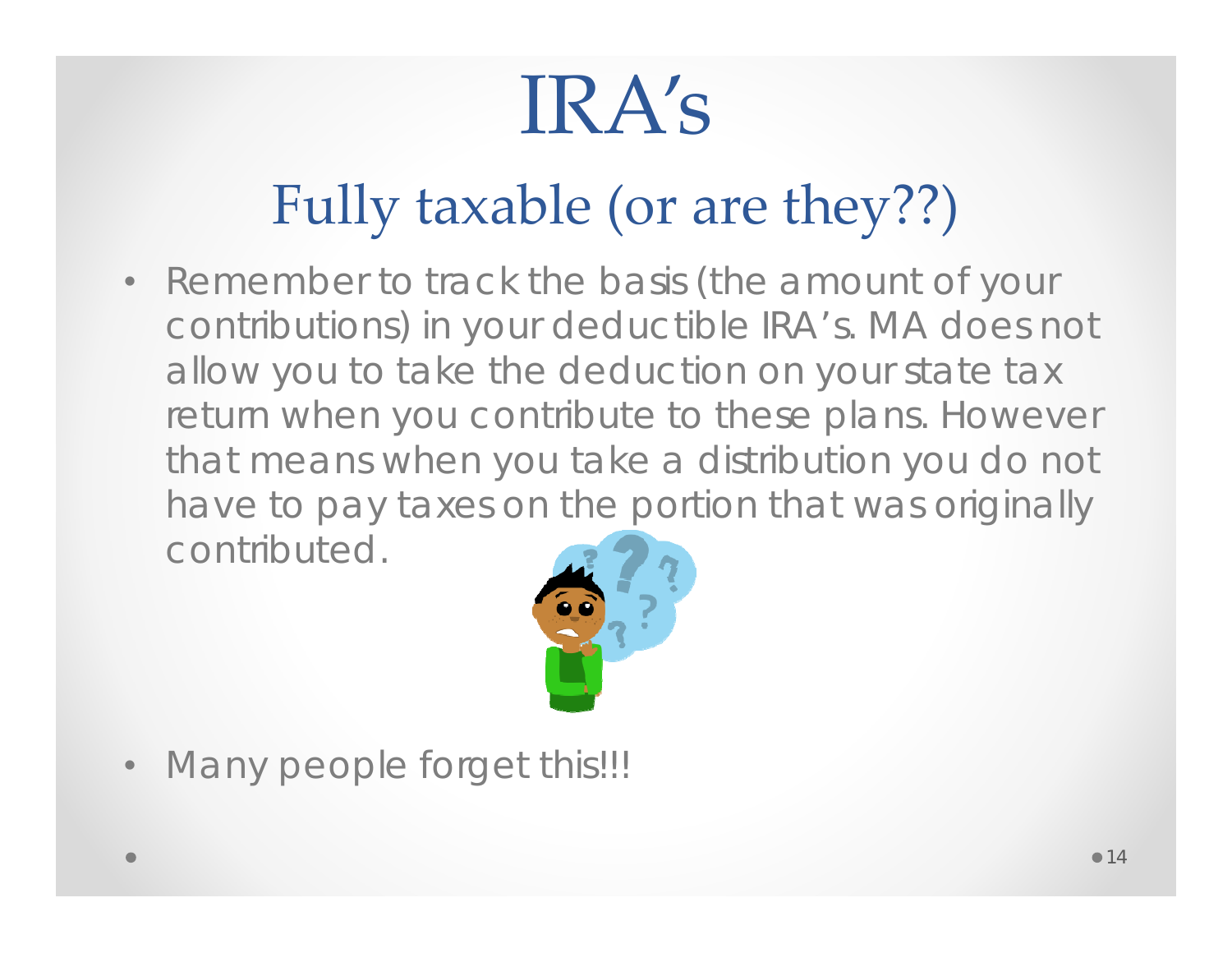# IRA's

## Fully taxable (or are they??)

- Remember to track the basis (the amount of your contributions) in your deductible IRA's. MA does not allow you to take the deduction on your state tax return when you contribute to these plans. However that means when you take a distribution you do not have to pay taxes on the portion that was originally contributed.

- Many people forget this!!!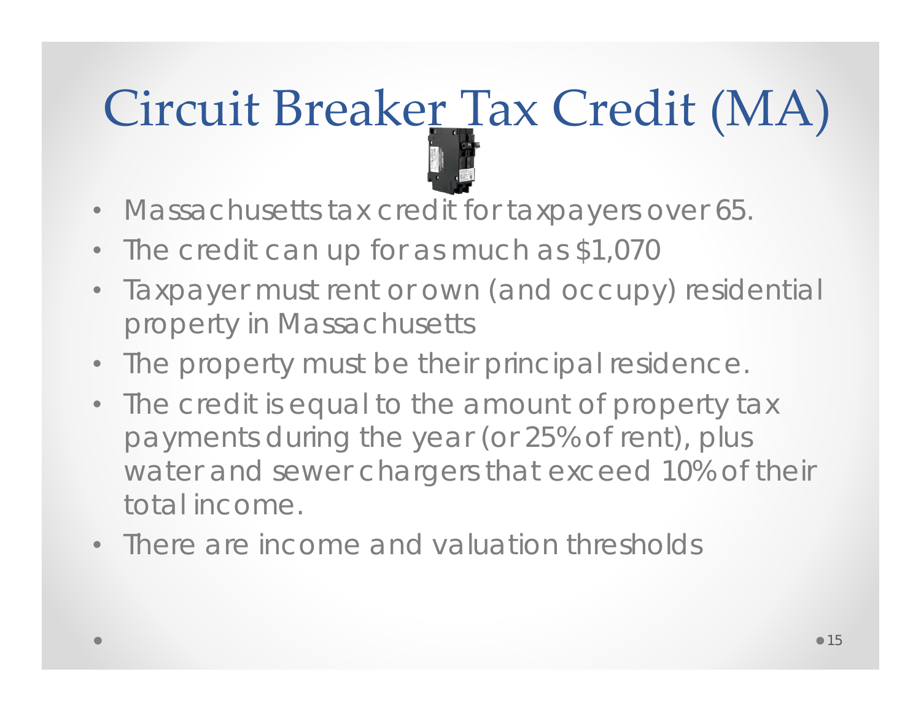# Circuit Breaker Tax Credit (MA)

- Massachusetts tax credit for taxpayers over 65.
- The credit can up for as much as $1,070
- Taxpayer must rent or own (and occupy) residential property in Massachusetts
- The property must be their principal residence.
- The credit is equal to the amount of property tax payments during the year (or 25% of rent), plus water and sewer chargers that exceed 10% of their total income.
- There are income and valuation thresholds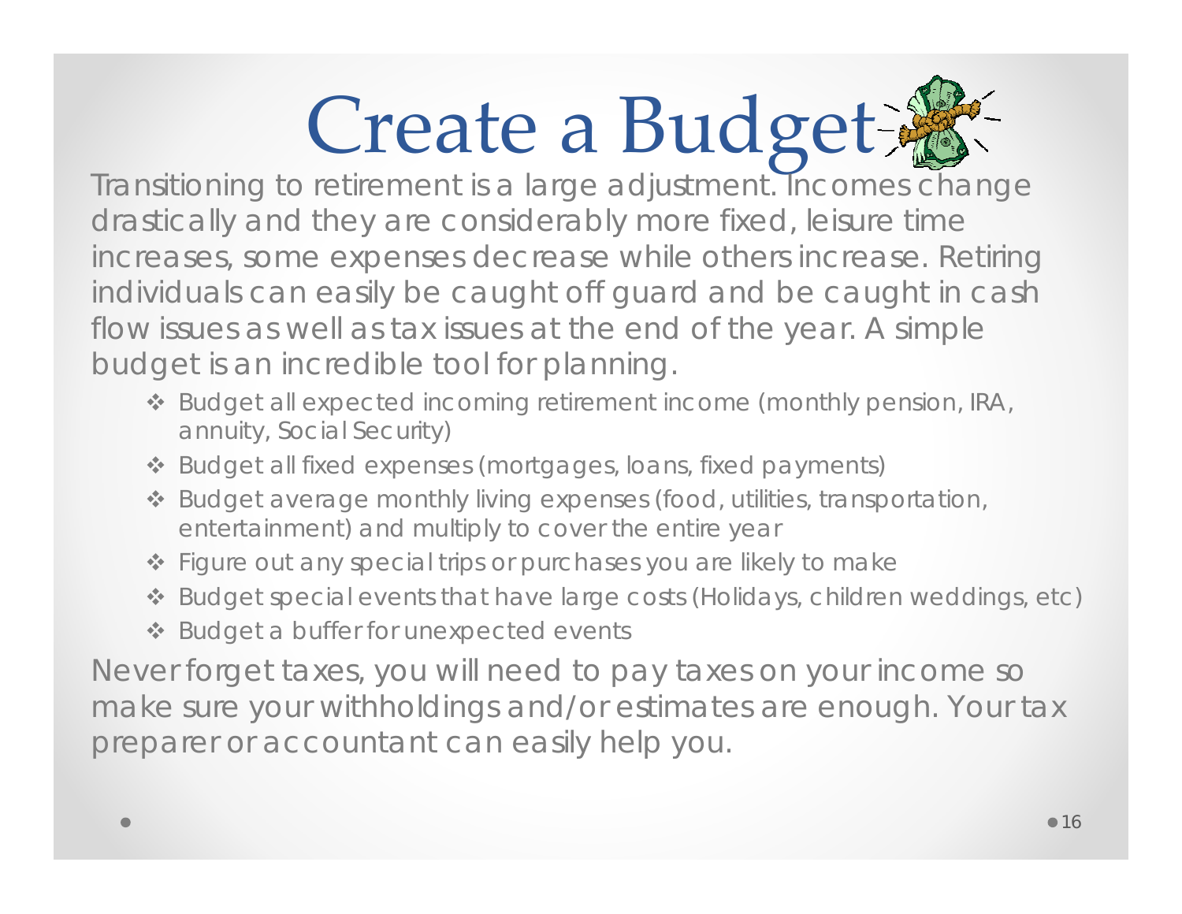# Create a Budget

Transitioning to retirement is a large adjustment. Incomes change drastically and they are considerably more fixed, leisure time increases, some expenses decrease while others increase. Retiring individuals can easily be caught off guard and be caught in cash flow issues as well as tax issues at the end of the year. A simple budget is an incredible tool for planning.

- Budget all expected incoming retirement income (monthly pension, IRA, annuity, Social Security)
- Budget all fixed expenses (mortgages, loans, fixed payments)
- Budget average monthly living expenses (food, utilities, transportation, entertainment) and multiply to cover the entire year
- Figure out any special trips or purchases you are likely to make
- Budget special events that have large costs (Holidays, children weddings, etc)
- Budget a buffer for unexpected events

Never forget taxes, you will need to pay taxes on your income so make sure your withholdings and/or estimates are enough. Your tax preparer or accountant can easily help you.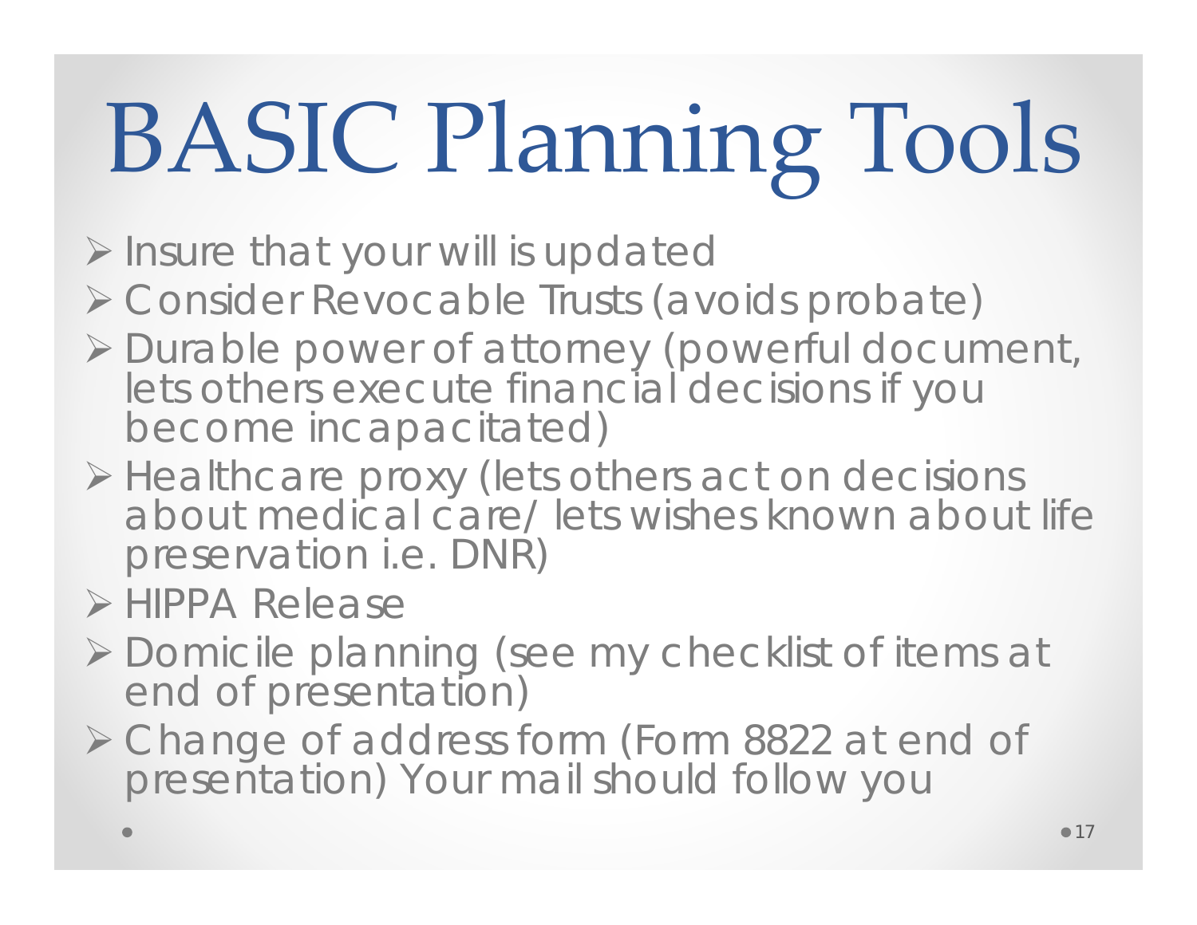# BASIC Planning Tools

- Insure that your will is updated
- Consider Revocable Trusts (avoids probate)
- Durable power of attorney (powerful document, lets others execute financial decisions if you become incapacitated)
- Healthcare proxy (lets others act on decisions about medical care/ lets wishes known about life preservation i.e. DNR)
- HIPPA Release
- Domicile planning (see my checklist of items at end of presentation)
- Change of address form (Form 8822 at end of presentation) Your mail should follow you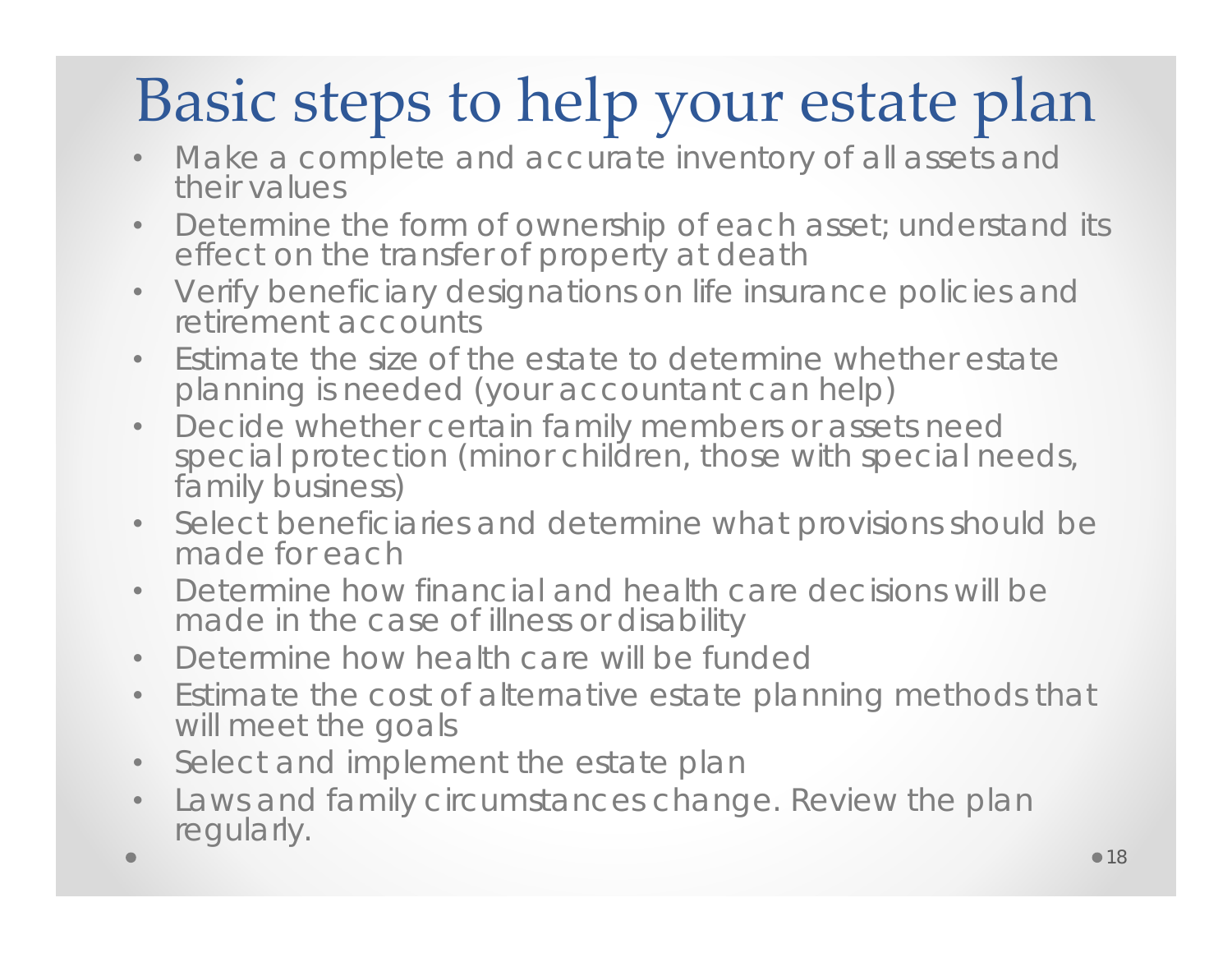# Basic steps to help your estate plan

- Make a complete and accurate inventory of all assets and their values
- Determine the form of ownership of each asset; understand its effect on the transfer of property at death
- Verify beneficiary designations on life insurance policies and retirement accounts
- Estimate the size of the estate to determine whether estate planning is needed (your accountant can help)
- Decide whether certain family members or assets need special protection (minor children, those with special needs, family business)
- Select beneficiaries and determine what provisions should be made for each
- Determine how financial and health care decisions will be made in the case of illness or disability
- Determine how health care will be funded
- Estimate the cost of alternative estate planning methods that will meet the goals
- Select and implement the estate plan
- Laws and family circumstances change. Review the plan regularly.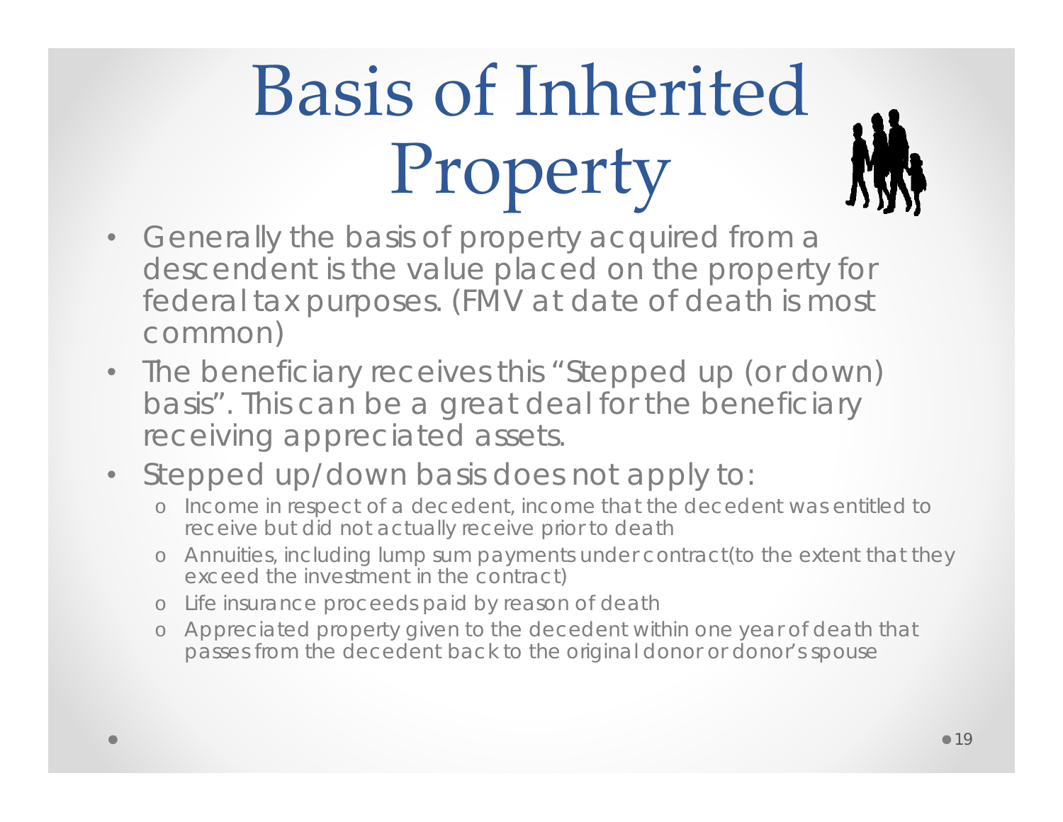# Basis of Inherited Property

- Generally the basis of property acquired from a descendent is the value placed on the property for federal tax purposes. (FMV at date of death is most common)
- The beneficiary receives this "Stepped up (or down) basis". This can be a great deal for the beneficiary receiving appreciated assets.
- Stepped up/down basis does not apply to:
  - Income in respect of a decedent, income that the decedent was entitled to receive but did not actually receive prior to death
  - Annuities, including lump sum payments under contract(to the extent that they exceed the investment in the contract)
  - Life insurance proceeds paid by reason of death
  - Appreciated property given to the decedent within one year of death that passes from the decedent back to the original donor or donor's spouse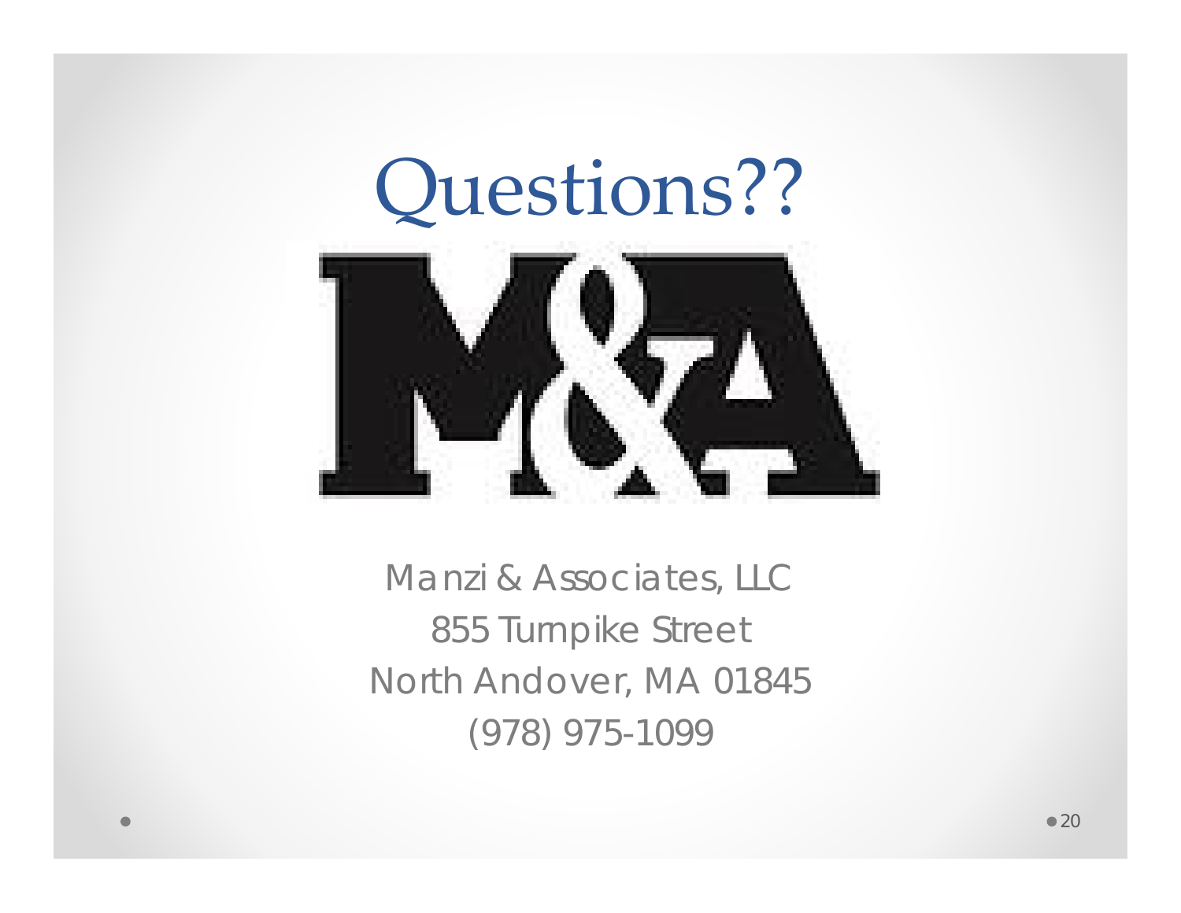# Questions??

M&A

Manzi & Associates, LLC
855 Turnpike Street
North Andover, MA 01845
(978) 975-1099